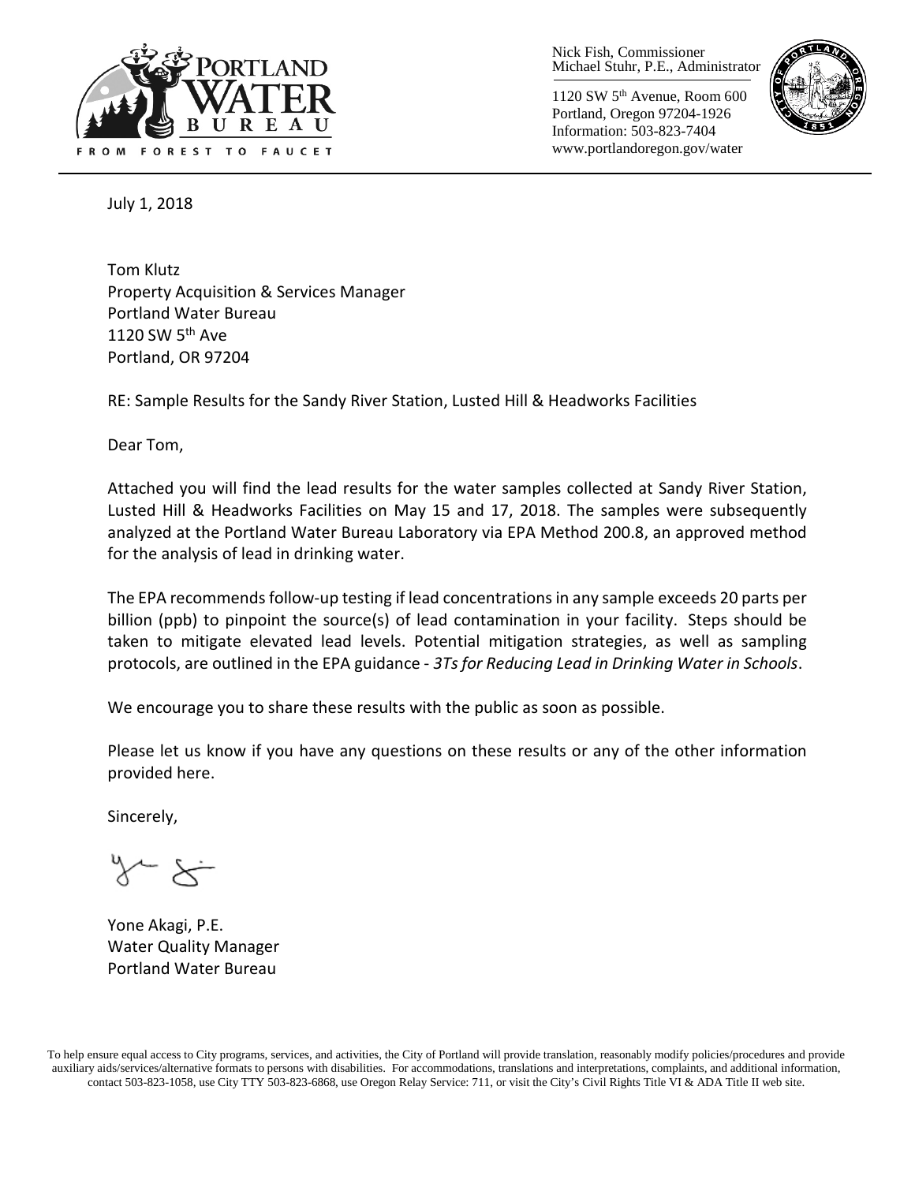PORTLAND WATER BUREAU

FROM FOREST TO FAUCET

Nick Fish, Commissioner
Michael Stuhr, P.E., Administrator

1120 SW 5th Avenue, Room 600
Portland, Oregon 97204-1926
Information: 503-823-7404
www.portlandoregon.gov/water

July 1, 2018

Tom Klutz
Property Acquisition & Services Manager
Portland Water Bureau
1120 SW 5th Ave
Portland, OR 97204

RE: Sample Results for the Sandy River Station, Lusted Hill & Headworks Facilities

Dear Tom,

Attached you will find the lead results for the water samples collected at Sandy River Station, Lusted Hill & Headworks Facilities on May 15 and 17, 2018. The samples were subsequently analyzed at the Portland Water Bureau Laboratory via EPA Method 200.8, an approved method for the analysis of lead in drinking water.

The EPA recommends follow-up testing if lead concentrations in any sample exceeds 20 parts per billion (ppb) to pinpoint the source(s) of lead contamination in your facility. Steps should be taken to mitigate elevated lead levels. Potential mitigation strategies, as well as sampling protocols, are outlined in the EPA guidance - *3Ts for Reducing Lead in Drinking Water in Schools*.

We encourage you to share these results with the public as soon as possible.

Please let us know if you have any questions on these results or any of the other information provided here.

Sincerely,

Yone Akagi, P.E.
Water Quality Manager
Portland Water Bureau

To help ensure equal access to City programs, services, and activities, the City of Portland will provide translation, reasonably modify policies/procedures and provide auxiliary aids/services/alternative formats to persons with disabilities. For accommodations, translations and interpretations, complaints, and additional information, contact 503-823-1058, use City TTY 503-823-6868, use Oregon Relay Service: 711, or visit the City's Civil Rights Title VI & ADA Title II web site.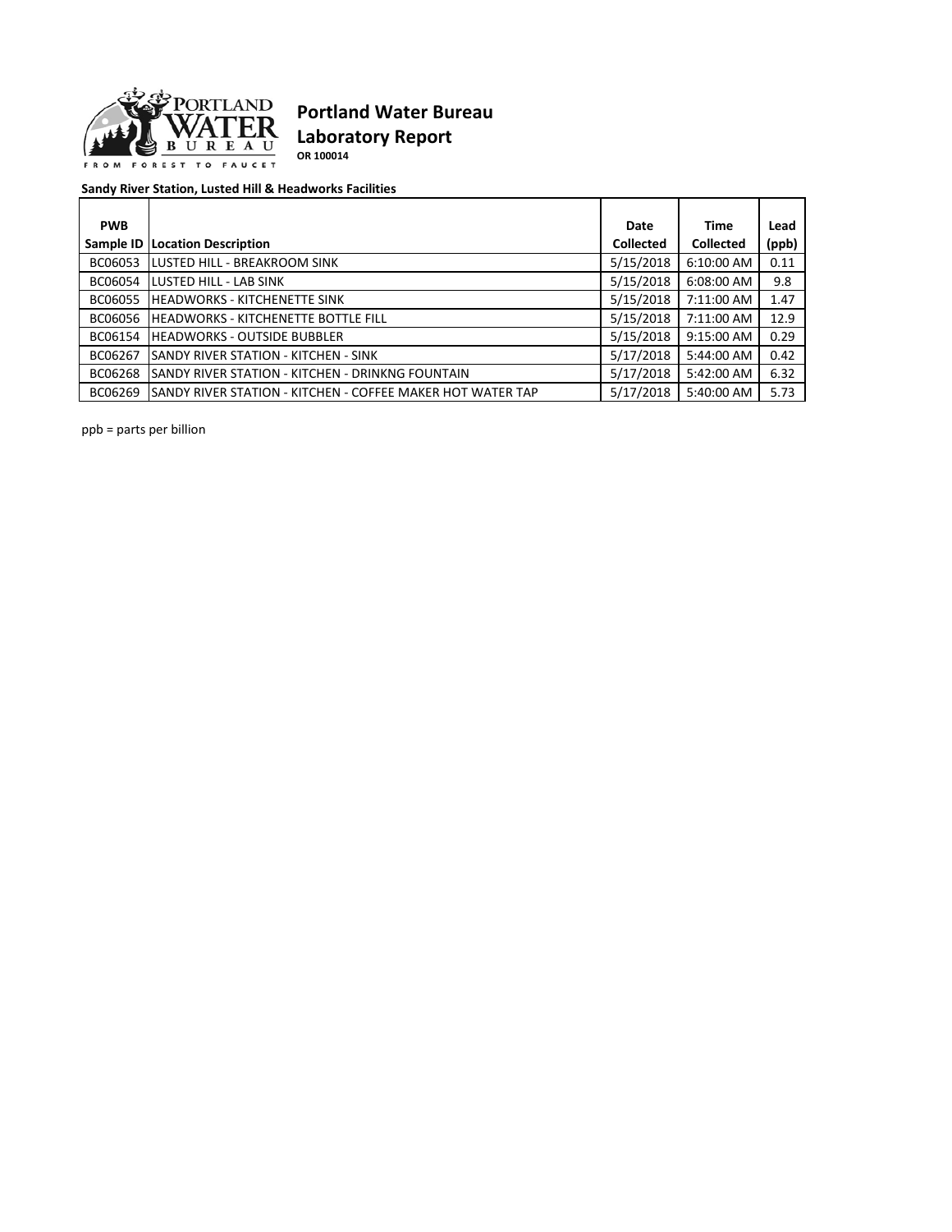# Portland Water Bureau

## Laboratory Report

**OR 100014**

**Sandy River Station, Lusted Hill & Headworks Facilities**

| PWB Sample ID | Location Description | Date Collected | Time Collected | Lead (ppb) |
|---|---|---|---|---|
| BC06053 | LUSTED HILL - BREAKROOM SINK | 5/15/2018 | 6:10:00 AM | 0.11 |
| BC06054 | LUSTED HILL - LAB SINK | 5/15/2018 | 6:08:00 AM | 9.8 |
| BC06055 | HEADWORKS - KITCHENETTE SINK | 5/15/2018 | 7:11:00 AM | 1.47 |
| BC06056 | HEADWORKS - KITCHENETTE BOTTLE FILL | 5/15/2018 | 7:11:00 AM | 12.9 |
| BC06154 | HEADWORKS - OUTSIDE BUBBLER | 5/15/2018 | 9:15:00 AM | 0.29 |
| BC06267 | SANDY RIVER STATION - KITCHEN - SINK | 5/17/2018 | 5:44:00 AM | 0.42 |
| BC06268 | SANDY RIVER STATION - KITCHEN - DRINKNG FOUNTAIN | 5/17/2018 | 5:42:00 AM | 6.32 |
| BC06269 | SANDY RIVER STATION - KITCHEN - COFFEE MAKER HOT WATER TAP | 5/17/2018 | 5:40:00 AM | 5.73 |

ppb = parts per billion